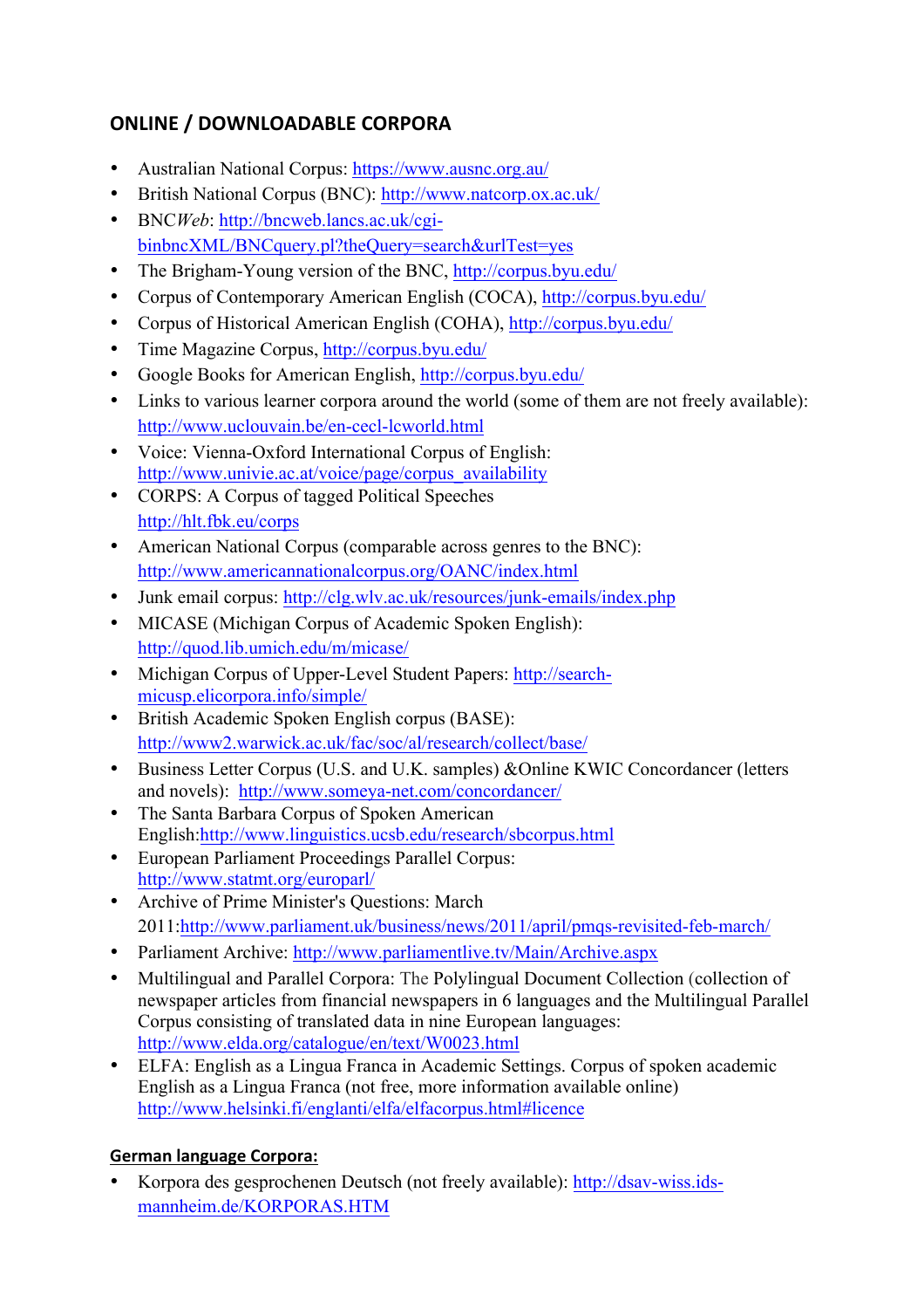## ONLINE / DOWNLOADABLE CORPORA

- Australian National Corpus: https://www.ausnc.org.au/
- British National Corpus (BNC): http://www.natcorp.ox.ac.uk/
- BNC*Web*: http://bncweb.lancs.ac.uk/cgi-binbncXML/BNCquery.pl?theQuery=search&urlTest=yes
- The Brigham-Young version of the BNC, http://corpus.byu.edu/
- Corpus of Contemporary American English (COCA), http://corpus.byu.edu/
- Corpus of Historical American English (COHA), http://corpus.byu.edu/
- Time Magazine Corpus, http://corpus.byu.edu/
- Google Books for American English, http://corpus.byu.edu/
- Links to various learner corpora around the world (some of them are not freely available): http://www.uclouvain.be/en-cecl-lcworld.html
- Voice: Vienna-Oxford International Corpus of English: http://www.univie.ac.at/voice/page/corpus_availability
- CORPS: A Corpus of tagged Political Speeches http://hlt.fbk.eu/corps
- American National Corpus (comparable across genres to the BNC): http://www.americannationalcorpus.org/OANC/index.html
- Junk email corpus: http://clg.wlv.ac.uk/resources/junk-emails/index.php
- MICASE (Michigan Corpus of Academic Spoken English): http://quod.lib.umich.edu/m/micase/
- Michigan Corpus of Upper-Level Student Papers: http://search-micusp.elicorpora.info/simple/
- British Academic Spoken English corpus (BASE): http://www2.warwick.ac.uk/fac/soc/al/research/collect/base/
- Business Letter Corpus (U.S. and U.K. samples) &Online KWIC Concordancer (letters and novels): http://www.someya-net.com/concordancer/
- The Santa Barbara Corpus of Spoken American English:http://www.linguistics.ucsb.edu/research/sbcorpus.html
- European Parliament Proceedings Parallel Corpus: http://www.statmt.org/europarl/
- Archive of Prime Minister's Questions: March 2011:http://www.parliament.uk/business/news/2011/april/pmqs-revisited-feb-march/
- Parliament Archive: http://www.parliamentlive.tv/Main/Archive.aspx
- Multilingual and Parallel Corpora: The Polylingual Document Collection (collection of newspaper articles from financial newspapers in 6 languages and the Multilingual Parallel Corpus consisting of translated data in nine European languages: http://www.elda.org/catalogue/en/text/W0023.html
- ELFA: English as a Lingua Franca in Academic Settings. Corpus of spoken academic English as a Lingua Franca (not free, more information available online) http://www.helsinki.fi/englanti/elfa/elfacorpus.html#licence

### German language Corpora:

- Korpora des gesprochenen Deutsch (not freely available): http://dsav-wiss.ids-mannheim.de/KORPORAS.HTM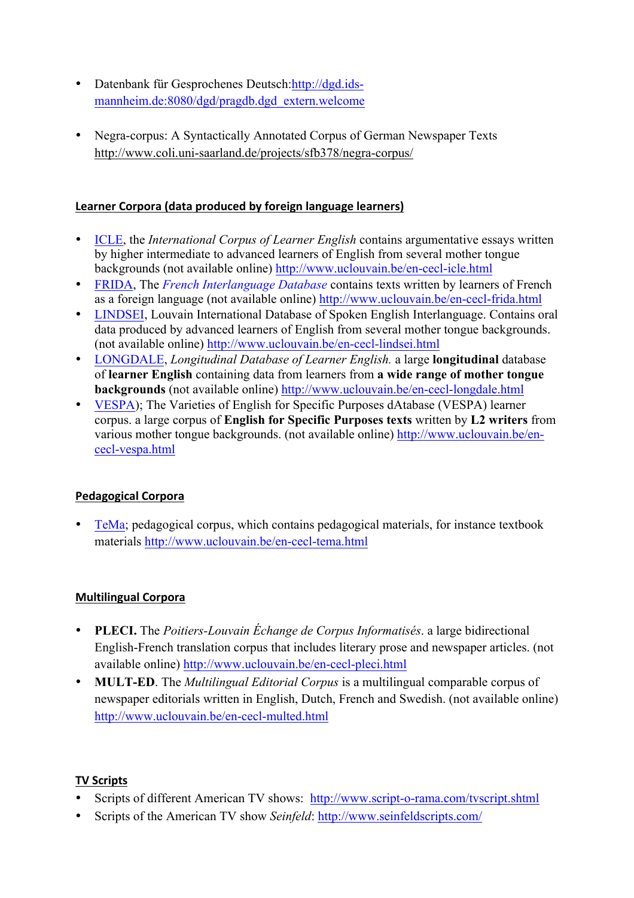- Datenbank für Gesprochenes Deutsch:[http://dgd.ids-mannheim.de:8080/dgd/pragdb.dgd_extern.welcome](http://dgd.ids-mannheim.de:8080/dgd/pragdb.dgd_extern.welcome)

- Negra-corpus: A Syntactically Annotated Corpus of German Newspaper Texts http://www.coli.uni-saarland.de/projects/sfb378/negra-corpus/

## Learner Corpora (data produced by foreign language learners)

- ICLE, the *International Corpus of Learner English* contains argumentative essays written by higher intermediate to advanced learners of English from several mother tongue backgrounds (not available online) http://www.uclouvain.be/en-cecl-icle.html
- FRIDA, The *French Interlanguage Database* contains texts written by learners of French as a foreign language (not available online) http://www.uclouvain.be/en-cecl-frida.html
- LINDSEI, Louvain International Database of Spoken English Interlanguage. Contains oral data produced by advanced learners of English from several mother tongue backgrounds. (not available online) http://www.uclouvain.be/en-cecl-lindsei.html
- LONGDALE, *Longitudinal Database of Learner English.* a large **longitudinal** database of **learner English** containing data from learners from **a wide range of mother tongue backgrounds** (not available online) http://www.uclouvain.be/en-cecl-longdale.html
- VESPA); The Varieties of English for Specific Purposes dAtabase (VESPA) learner corpus. a large corpus of **English for Specific Purposes texts** written by **L2 writers** from various mother tongue backgrounds. (not available online) http://www.uclouvain.be/en-cecl-vespa.html

## Pedagogical Corpora

- TeMa; pedagogical corpus, which contains pedagogical materials, for instance textbook materials http://www.uclouvain.be/en-cecl-tema.html

## Multilingual Corpora

- **PLECI.** The *Poitiers-Louvain Échange de Corpus Informatisés*. a large bidirectional English-French translation corpus that includes literary prose and newspaper articles. (not available online) http://www.uclouvain.be/en-cecl-pleci.html
- **MULT-ED**. The *Multilingual Editorial Corpus* is a multilingual comparable corpus of newspaper editorials written in English, Dutch, French and Swedish. (not available online) http://www.uclouvain.be/en-cecl-multed.html

## TV Scripts

- Scripts of different American TV shows: http://www.script-o-rama.com/tvscript.shtml
- Scripts of the American TV show *Seinfeld*: http://www.seinfeldscripts.com/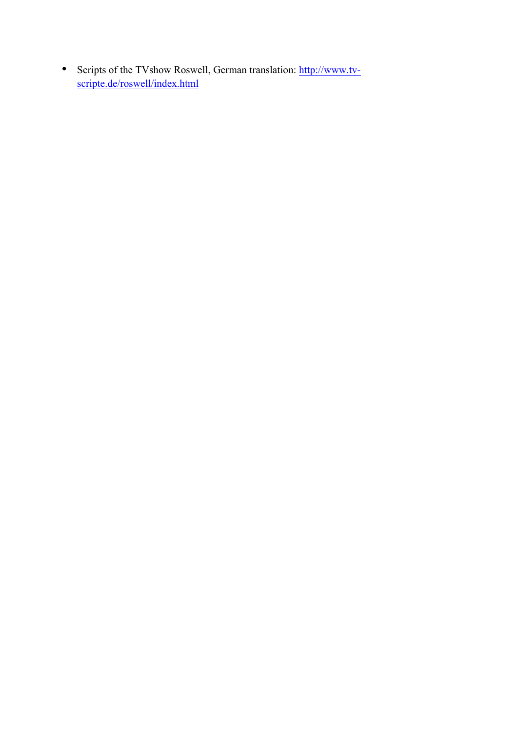- Scripts of the TVshow Roswell, German translation: http://www.tv-scripte.de/roswell/index.html